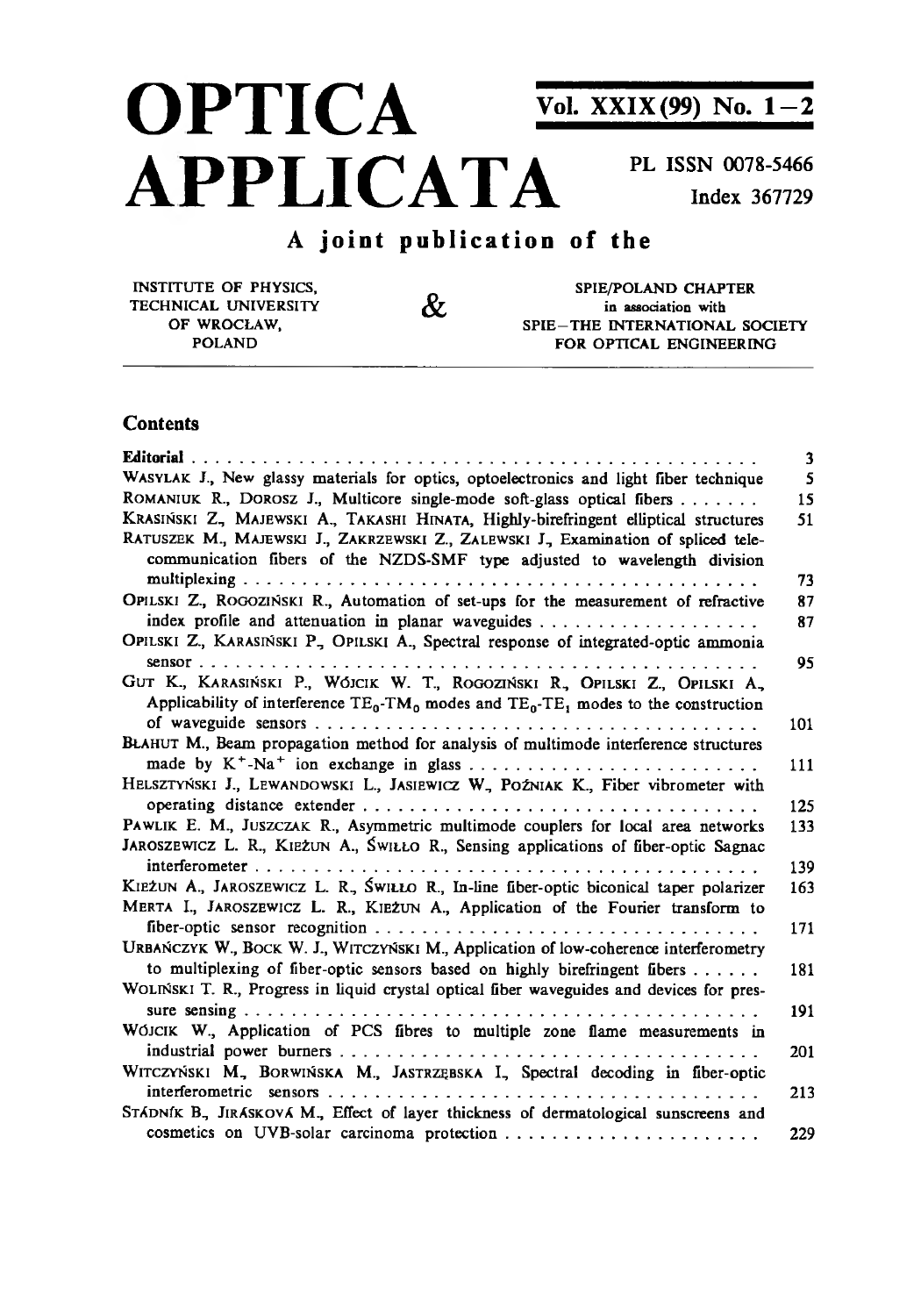# OPTICA APPLICATA

**Vol. XXIX (99) No. 1–2**

PL ISSN 0078-5466

Index 367729

## A joint publication of the

INSTITUTE OF PHYSICS, TECHNICAL UNIVERSITY OF WROCŁAW, POLAND

&

SPIE/POLAND CHAPTER in association with SPIE–THE INTERNATIONAL SOCIETY FOR OPTICAL ENGINEERING

## Contents

| | |
|---|---|
| **Editorial** | 3 |
| WASYLAK J., New glassy materials for optics, optoelectronics and light fiber technique | 5 |
| ROMANIUK R., DOROSZ J., Multicore single-mode soft-glass optical fibers | 15 |
| KRASIŃSKI Z., MAJEWSKI A., TAKASHI HINATA, Highly-birefringent elliptical structures | 51 |
| RATUSZEK M., MAJEWSKI J., ZAKRZEWSKI Z., ZALEWSKI J., Examination of spliced telecommunication fibers of the NZDS-SMF type adjusted to wavelength division multiplexing | 73 |
| OPILSKI Z., ROGOZIŃSKI R., Automation of set-ups for the measurement of refractive index profile and attenuation in planar waveguides | 87 |
| OPILSKI Z., KARASIŃSKI P., OPILSKI A., Spectral response of integrated-optic ammonia sensor | 95 |
| GUT K., KARASIŃSKI P., WÓJCIK W. T., ROGOZIŃSKI R., OPILSKI Z., OPILSKI A., Applicability of interference $TE_0$-$TM_0$ modes and $TE_0$-$TE_1$ modes to the construction of waveguide sensors | 101 |
| BŁAHUT M., Beam propagation method for analysis of multimode interference structures made by $K^+$-$Na^+$ ion exchange in glass | 111 |
| HELSZTYŃSKI J., LEWANDOWSKI L., JASIEWICZ W., POŹNIAK K., Fiber vibrometer with operating distance extender | 125 |
| PAWLIK E. M., JUSZCZAK R., Asymmetric multimode couplers for local area networks | 133 |
| JAROSZEWICZ L. R., KIEŻUN A., ŚWIŁŁO R., Sensing applications of fiber-optic Sagnac interferometer | 139 |
| KIEŻUN A., JAROSZEWICZ L. R., ŚWIŁŁO R., In-line fiber-optic biconical taper polarizer | 163 |
| MERTA I., JAROSZEWICZ L. R., KIEŻUN A., Application of the Fourier transform to fiber-optic sensor recognition | 171 |
| URBAŃCZYK W., BOCK W. J., WITCZYŃSKI M., Application of low-coherence interferometry to multiplexing of fiber-optic sensors based on highly birefringent fibers | 181 |
| WOLIŃSKI T. R., Progress in liquid crystal optical fiber waveguides and devices for pressure sensing | 191 |
| WÓJCIK W., Application of PCS fibres to multiple zone flame measurements in industrial power burners | 201 |
| WITCZYŃSKI M., BORWIŃSKA M., JASTRZĘBSKA I., Spectral decoding in fiber-optic interferometric sensors | 213 |
| STÁDNÍK B., JIRÁSKOVÁ M., Effect of layer thickness of dermatological sunscreens and cosmetics on UVB-solar carcinoma protection | 229 |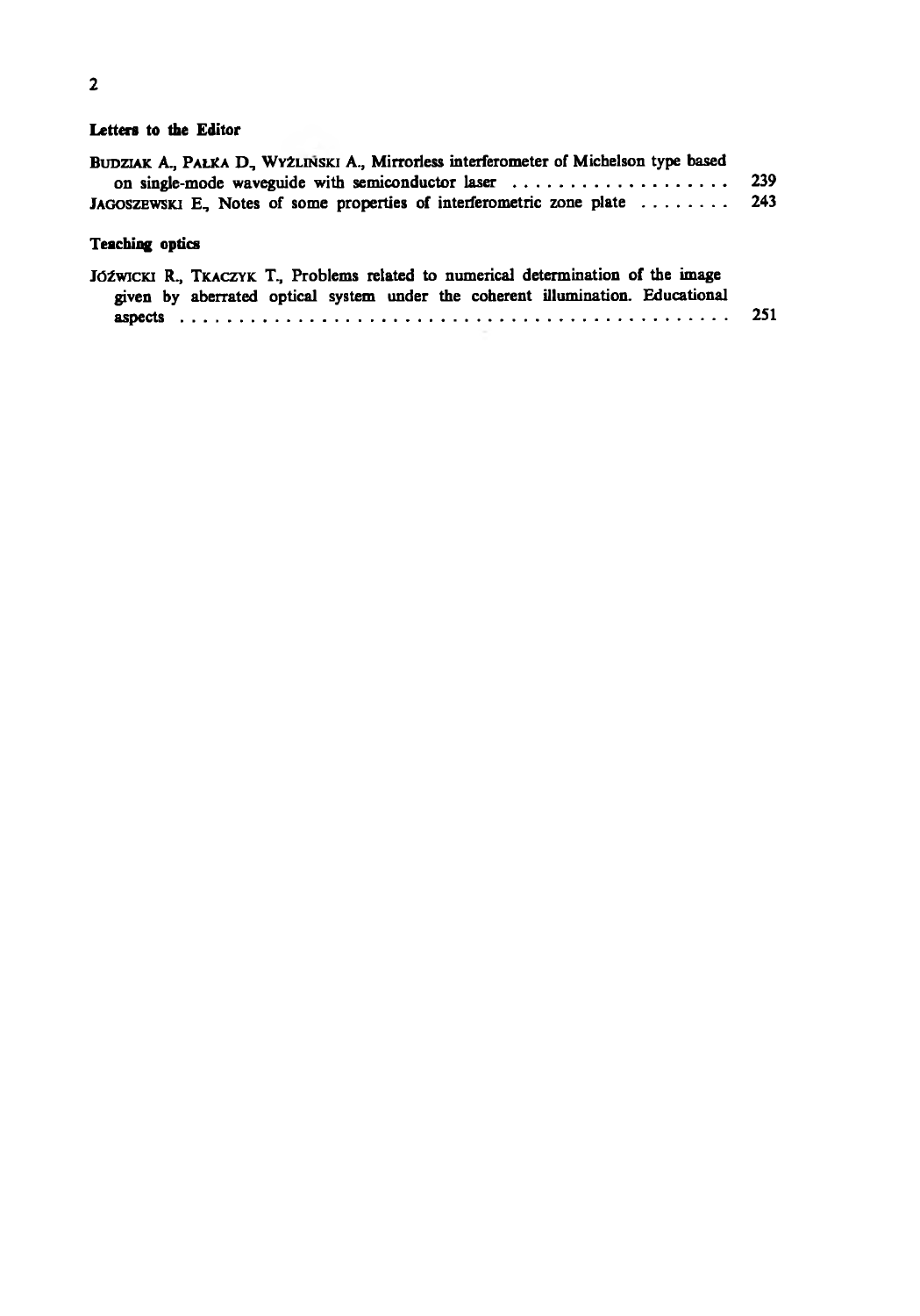**Letters to the Editor**

Budziak A., Pałka D., Wyżliński A., Mirrorless interferometer of Michelson type based on single-mode waveguide with semiconductor laser . . . . . . . . . . . . . . . . . . . 239

Jagoszewski E., Notes of some properties of interferometric zone plate . . . . . . . . 243

**Teaching optics**

Jóźwicki R., Tkaczyk T., Problems related to numerical determination of the image given by aberrated optical system under the coherent illumination. Educational aspects . . . . . . . . . . . . . . . . . . . . . . . . . . . . . . . . . . . . . . . . . . 251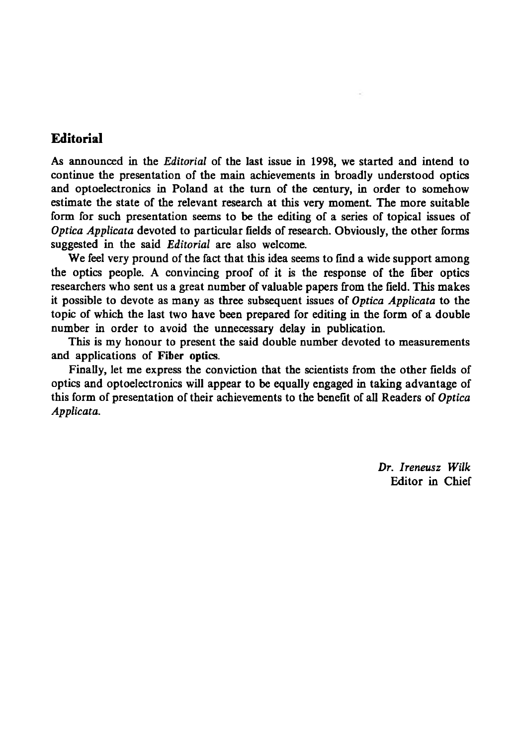## Editorial

As announced in the *Editorial* of the last issue in 1998, we started and intend to continue the presentation of the main achievements in broadly understood optics and optoelectronics in Poland at the turn of the century, in order to somehow estimate the state of the relevant research at this very moment. The more suitable form for such presentation seems to be the editing of a series of topical issues of *Optica Applicata* devoted to particular fields of research. Obviously, the other forms suggested in the said *Editorial* are also welcome.

We feel very pround of the fact that this idea seems to find a wide support among the optics people. A convincing proof of it is the response of the fiber optics researchers who sent us a great number of valuable papers from the field. This makes it possible to devote as many as three subsequent issues of *Optica Applicata* to the topic of which the last two have been prepared for editing in the form of a double number in order to avoid the unnecessary delay in publication.

This is my honour to present the said double number devoted to measurements and applications of **Fiber optics**.

Finally, let me express the conviction that the scientists from the other fields of optics and optoelectronics will appear to be equally engaged in taking advantage of this form of presentation of their achievements to the benefit of all Readers of *Optica Applicata*.

*Dr. Ireneusz Wilk*
Editor in Chief